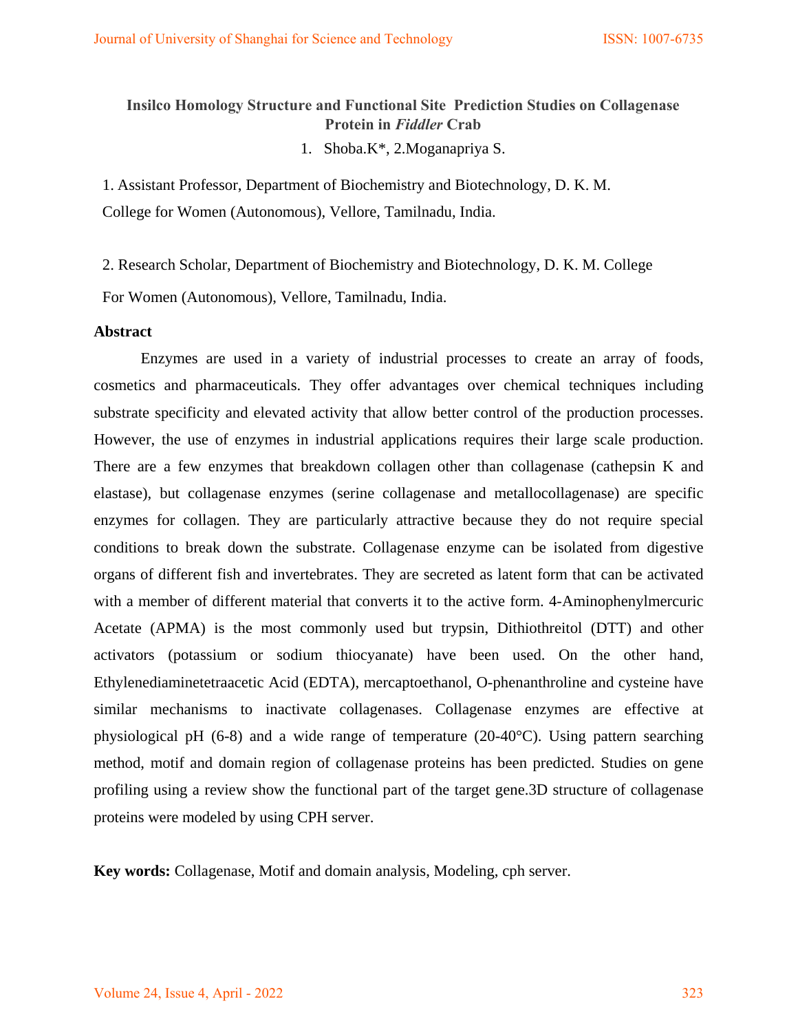# Insilco Homology Structure and Functional Site Prediction Studies on Collagenase Protein in *Fiddler* Crab

1. Shoba.K*, 2.Moganapriya S.

1. Assistant Professor, Department of Biochemistry and Biotechnology, D. K. M. College for Women (Autonomous), Vellore, Tamilnadu, India.

2. Research Scholar, Department of Biochemistry and Biotechnology, D. K. M. College For Women (Autonomous), Vellore, Tamilnadu, India.

## Abstract

Enzymes are used in a variety of industrial processes to create an array of foods, cosmetics and pharmaceuticals. They offer advantages over chemical techniques including substrate specificity and elevated activity that allow better control of the production processes. However, the use of enzymes in industrial applications requires their large scale production. There are a few enzymes that breakdown collagen other than collagenase (cathepsin K and elastase), but collagenase enzymes (serine collagenase and metallocollagenase) are specific enzymes for collagen. They are particularly attractive because they do not require special conditions to break down the substrate. Collagenase enzyme can be isolated from digestive organs of different fish and invertebrates. They are secreted as latent form that can be activated with a member of different material that converts it to the active form. 4-Aminophenylmercuric Acetate (APMA) is the most commonly used but trypsin, Dithiothreitol (DTT) and other activators (potassium or sodium thiocyanate) have been used. On the other hand, Ethylenediaminetetraacetic Acid (EDTA), mercaptoethanol, O-phenanthroline and cysteine have similar mechanisms to inactivate collagenases. Collagenase enzymes are effective at physiological pH (6-8) and a wide range of temperature (20-40°C). Using pattern searching method, motif and domain region of collagenase proteins has been predicted. Studies on gene profiling using a review show the functional part of the target gene.3D structure of collagenase proteins were modeled by using CPH server.

**Key words:** Collagenase, Motif and domain analysis, Modeling, cph server.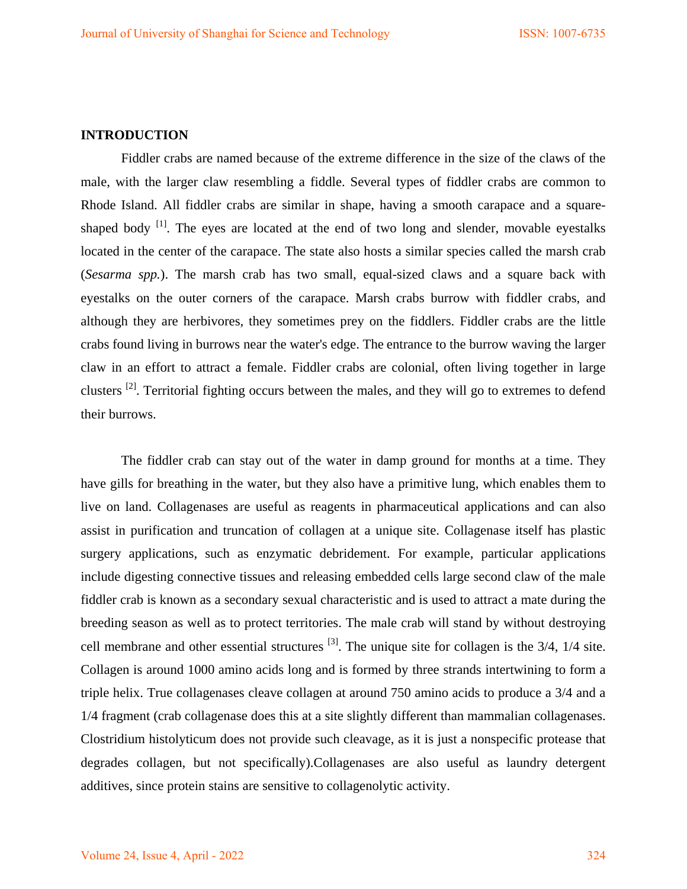## INTRODUCTION

Fiddler crabs are named because of the extreme difference in the size of the claws of the male, with the larger claw resembling a fiddle. Several types of fiddler crabs are common to Rhode Island. All fiddler crabs are similar in shape, having a smooth carapace and a square-shaped body [1]. The eyes are located at the end of two long and slender, movable eyestalks located in the center of the carapace. The state also hosts a similar species called the marsh crab (*Sesarma spp.*). The marsh crab has two small, equal-sized claws and a square back with eyestalks on the outer corners of the carapace. Marsh crabs burrow with fiddler crabs, and although they are herbivores, they sometimes prey on the fiddlers. Fiddler crabs are the little crabs found living in burrows near the water's edge. The entrance to the burrow waving the larger claw in an effort to attract a female. Fiddler crabs are colonial, often living together in large clusters [2]. Territorial fighting occurs between the males, and they will go to extremes to defend their burrows.

The fiddler crab can stay out of the water in damp ground for months at a time. They have gills for breathing in the water, but they also have a primitive lung, which enables them to live on land. Collagenases are useful as reagents in pharmaceutical applications and can also assist in purification and truncation of collagen at a unique site. Collagenase itself has plastic surgery applications, such as enzymatic debridement. For example, particular applications include digesting connective tissues and releasing embedded cells large second claw of the male fiddler crab is known as a secondary sexual characteristic and is used to attract a mate during the breeding season as well as to protect territories. The male crab will stand by without destroying cell membrane and other essential structures [3]. The unique site for collagen is the 3/4, 1/4 site. Collagen is around 1000 amino acids long and is formed by three strands intertwining to form a triple helix. True collagenases cleave collagen at around 750 amino acids to produce a 3/4 and a 1/4 fragment (crab collagenase does this at a site slightly different than mammalian collagenases. Clostridium histolyticum does not provide such cleavage, as it is just a nonspecific protease that degrades collagen, but not specifically).Collagenases are also useful as laundry detergent additives, since protein stains are sensitive to collagenolytic activity.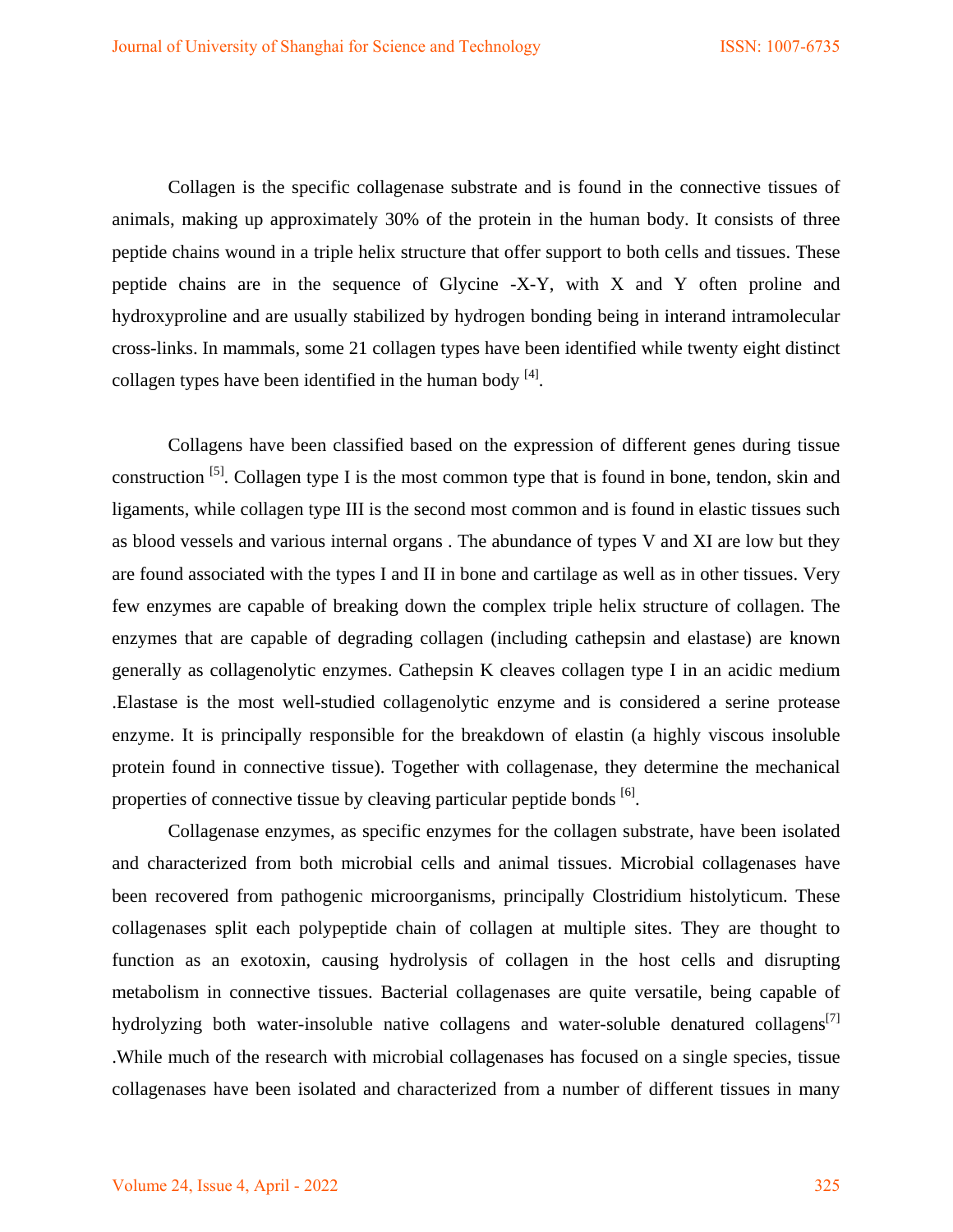Collagen is the specific collagenase substrate and is found in the connective tissues of animals, making up approximately 30% of the protein in the human body. It consists of three peptide chains wound in a triple helix structure that offer support to both cells and tissues. These peptide chains are in the sequence of Glycine -X-Y, with X and Y often proline and hydroxyproline and are usually stabilized by hydrogen bonding being in interand intramolecular cross-links. In mammals, some 21 collagen types have been identified while twenty eight distinct collagen types have been identified in the human body [4].

Collagens have been classified based on the expression of different genes during tissue construction [5]. Collagen type I is the most common type that is found in bone, tendon, skin and ligaments, while collagen type III is the second most common and is found in elastic tissues such as blood vessels and various internal organs . The abundance of types V and XI are low but they are found associated with the types I and II in bone and cartilage as well as in other tissues. Very few enzymes are capable of breaking down the complex triple helix structure of collagen. The enzymes that are capable of degrading collagen (including cathepsin and elastase) are known generally as collagenolytic enzymes. Cathepsin K cleaves collagen type I in an acidic medium .Elastase is the most well-studied collagenolytic enzyme and is considered a serine protease enzyme. It is principally responsible for the breakdown of elastin (a highly viscous insoluble protein found in connective tissue). Together with collagenase, they determine the mechanical properties of connective tissue by cleaving particular peptide bonds [6].

Collagenase enzymes, as specific enzymes for the collagen substrate, have been isolated and characterized from both microbial cells and animal tissues. Microbial collagenases have been recovered from pathogenic microorganisms, principally Clostridium histolyticum. These collagenases split each polypeptide chain of collagen at multiple sites. They are thought to function as an exotoxin, causing hydrolysis of collagen in the host cells and disrupting metabolism in connective tissues. Bacterial collagenases are quite versatile, being capable of hydrolyzing both water-insoluble native collagens and water-soluble denatured collagens[7] .While much of the research with microbial collagenases has focused on a single species, tissue collagenases have been isolated and characterized from a number of different tissues in many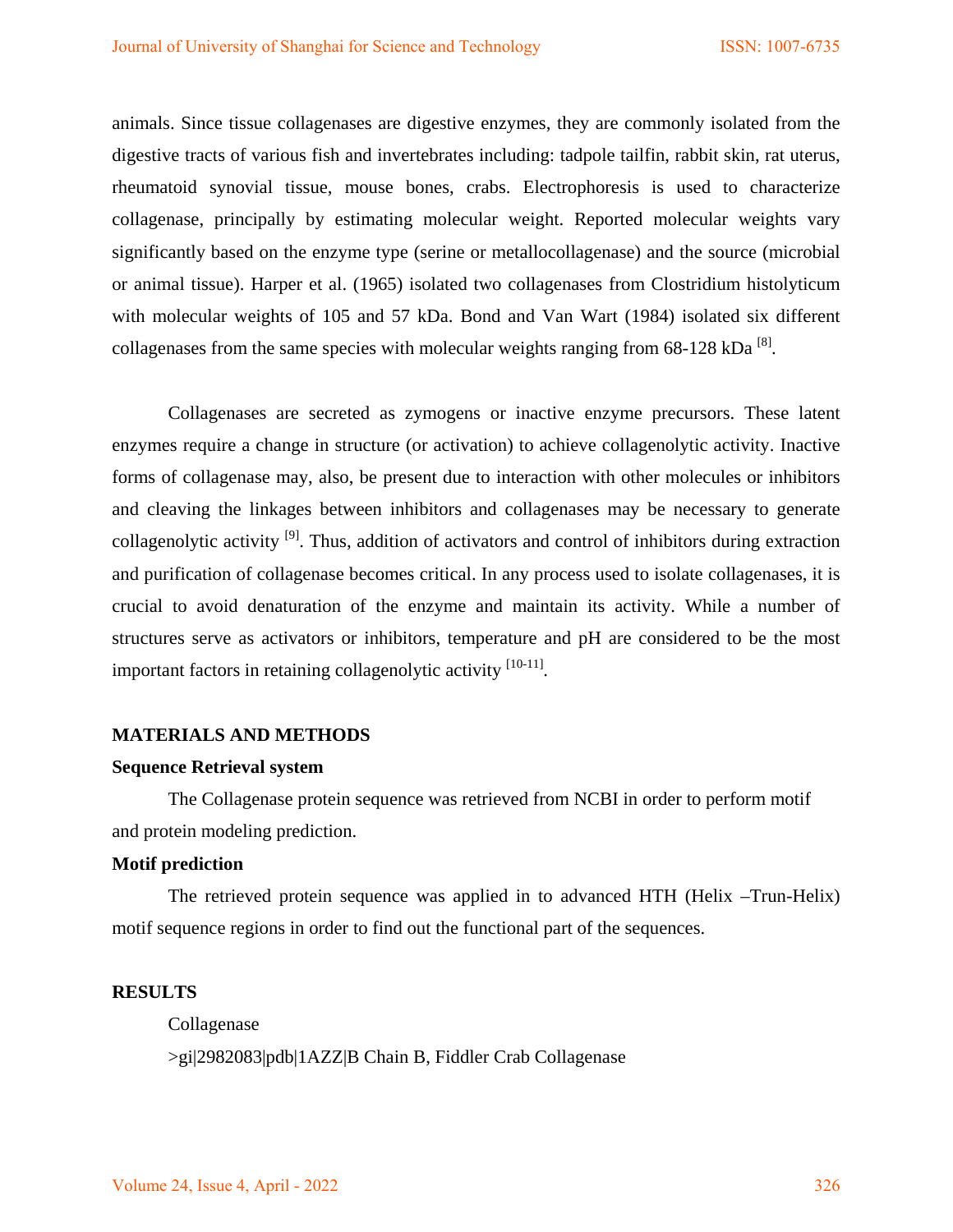animals. Since tissue collagenases are digestive enzymes, they are commonly isolated from the digestive tracts of various fish and invertebrates including: tadpole tailfin, rabbit skin, rat uterus, rheumatoid synovial tissue, mouse bones, crabs. Electrophoresis is used to characterize collagenase, principally by estimating molecular weight. Reported molecular weights vary significantly based on the enzyme type (serine or metallocollagenase) and the source (microbial or animal tissue). Harper et al. (1965) isolated two collagenases from Clostridium histolyticum with molecular weights of 105 and 57 kDa. Bond and Van Wart (1984) isolated six different collagenases from the same species with molecular weights ranging from 68-128 kDa [8].

Collagenases are secreted as zymogens or inactive enzyme precursors. These latent enzymes require a change in structure (or activation) to achieve collagenolytic activity. Inactive forms of collagenase may, also, be present due to interaction with other molecules or inhibitors and cleaving the linkages between inhibitors and collagenases may be necessary to generate collagenolytic activity [9]. Thus, addition of activators and control of inhibitors during extraction and purification of collagenase becomes critical. In any process used to isolate collagenases, it is crucial to avoid denaturation of the enzyme and maintain its activity. While a number of structures serve as activators or inhibitors, temperature and pH are considered to be the most important factors in retaining collagenolytic activity [10-11].

## MATERIALS AND METHODS

### Sequence Retrieval system

The Collagenase protein sequence was retrieved from NCBI in order to perform motif and protein modeling prediction.

### Motif prediction

The retrieved protein sequence was applied in to advanced HTH (Helix –Trun-Helix) motif sequence regions in order to find out the functional part of the sequences.

## RESULTS

Collagenase

>gi|2982083|pdb|1AZZ|B Chain B, Fiddler Crab Collagenase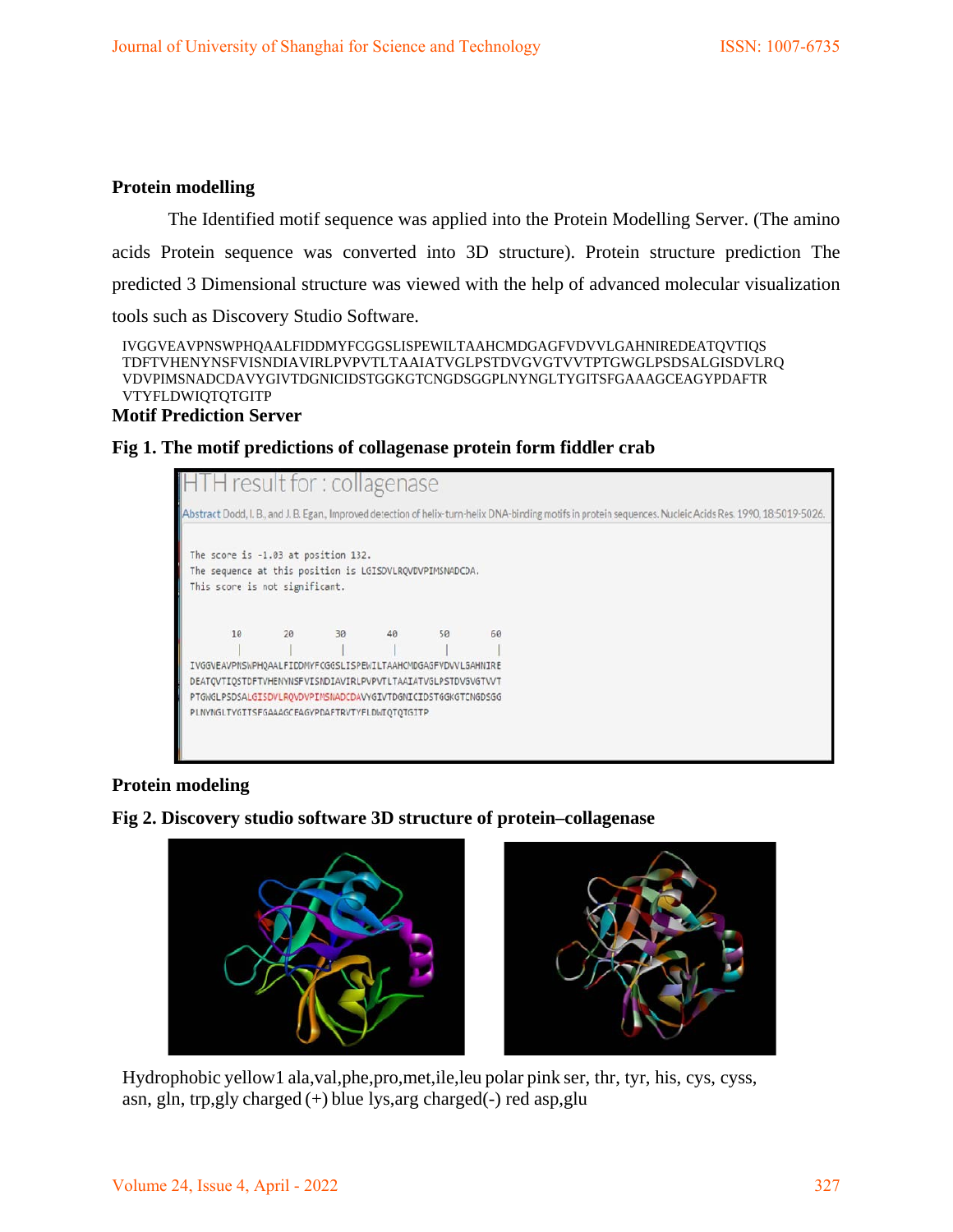**Protein modelling**

The Identified motif sequence was applied into the Protein Modelling Server. (The amino acids Protein sequence was converted into 3D structure). Protein structure prediction The predicted 3 Dimensional structure was viewed with the help of advanced molecular visualization tools such as Discovery Studio Software.

IVGGVEAVPNSWPHQAALFIDDMYFCGGSLISPEWILTAAHCMDGAGFVDVVLGAHNIREDEATQVTIQS
TDFTVHENYNSFVISNDIAVIRLPVPVTLTAAIATVGLPSTDVGVGTVVTPTGWGLPSDSALGISDVLRQ
VDVPIMSNADCDAVYGIVTDGNICIDSTGGKGTCNGDSGGPLNYNGLTYGITSFGAAAGCEAGYPDAFTR
VTYFLDWIQTQTGITP

**Motif Prediction Server**

**Fig 1. The motif predictions of collagenase protein form fiddler crab**

**Protein modeling**

**Fig 2. Discovery studio software 3D structure of protein–collagenase**

Hydrophobic yellow1 ala,val,phe,pro,met,ile,leu polar pink ser, thr, tyr, his, cys, cyss, asn, gln, trp,gly charged (+) blue lys,arg charged(-) red asp,glu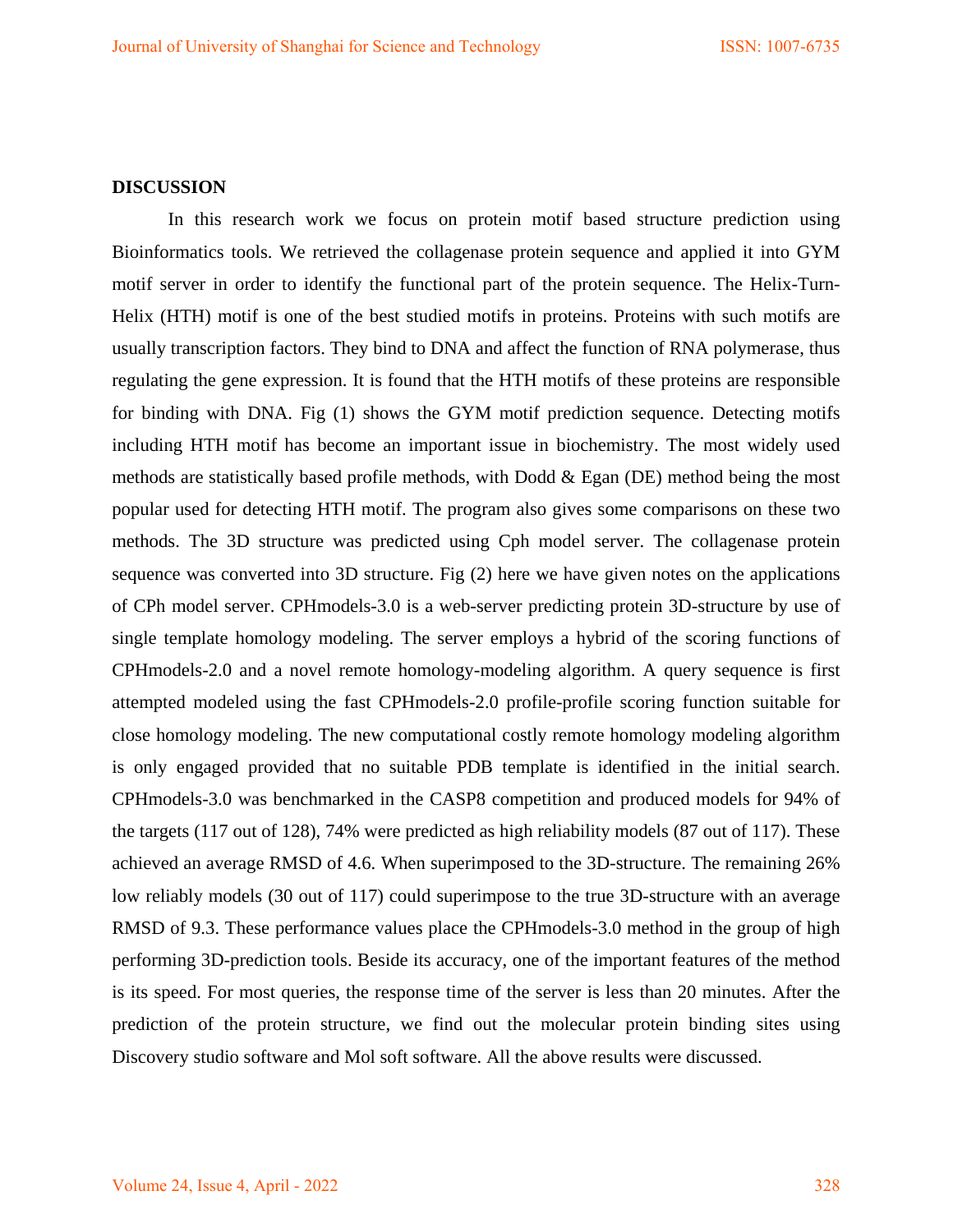**DISCUSSION**

In this research work we focus on protein motif based structure prediction using Bioinformatics tools. We retrieved the collagenase protein sequence and applied it into GYM motif server in order to identify the functional part of the protein sequence. The Helix-Turn-Helix (HTH) motif is one of the best studied motifs in proteins. Proteins with such motifs are usually transcription factors. They bind to DNA and affect the function of RNA polymerase, thus regulating the gene expression. It is found that the HTH motifs of these proteins are responsible for binding with DNA. Fig (1) shows the GYM motif prediction sequence. Detecting motifs including HTH motif has become an important issue in biochemistry. The most widely used methods are statistically based profile methods, with Dodd & Egan (DE) method being the most popular used for detecting HTH motif. The program also gives some comparisons on these two methods. The 3D structure was predicted using Cph model server. The collagenase protein sequence was converted into 3D structure. Fig (2) here we have given notes on the applications of CPh model server. CPHmodels-3.0 is a web-server predicting protein 3D-structure by use of single template homology modeling. The server employs a hybrid of the scoring functions of CPHmodels-2.0 and a novel remote homology-modeling algorithm. A query sequence is first attempted modeled using the fast CPHmodels-2.0 profile-profile scoring function suitable for close homology modeling. The new computational costly remote homology modeling algorithm is only engaged provided that no suitable PDB template is identified in the initial search. CPHmodels-3.0 was benchmarked in the CASP8 competition and produced models for 94% of the targets (117 out of 128), 74% were predicted as high reliability models (87 out of 117). These achieved an average RMSD of 4.6. When superimposed to the 3D-structure. The remaining 26% low reliably models (30 out of 117) could superimpose to the true 3D-structure with an average RMSD of 9.3. These performance values place the CPHmodels-3.0 method in the group of high performing 3D-prediction tools. Beside its accuracy, one of the important features of the method is its speed. For most queries, the response time of the server is less than 20 minutes. After the prediction of the protein structure, we find out the molecular protein binding sites using Discovery studio software and Mol soft software. All the above results were discussed.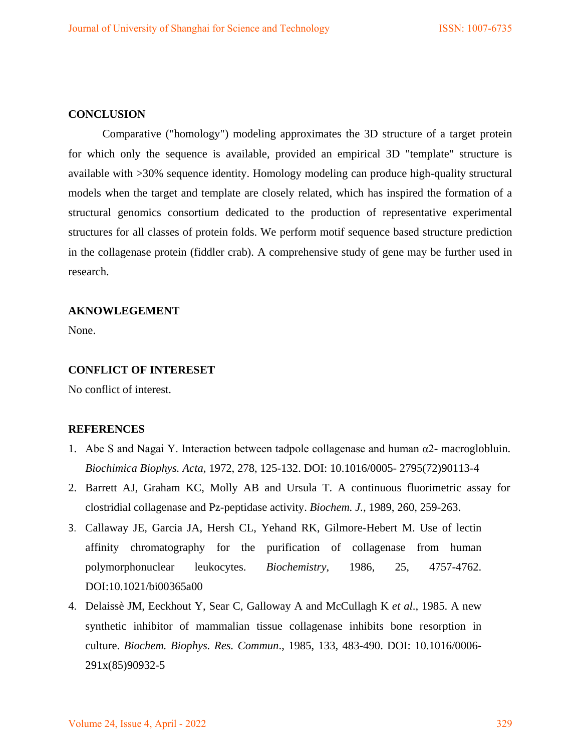## CONCLUSION

Comparative ("homology") modeling approximates the 3D structure of a target protein for which only the sequence is available, provided an empirical 3D "template" structure is available with >30% sequence identity. Homology modeling can produce high-quality structural models when the target and template are closely related, which has inspired the formation of a structural genomics consortium dedicated to the production of representative experimental structures for all classes of protein folds. We perform motif sequence based structure prediction in the collagenase protein (fiddler crab). A comprehensive study of gene may be further used in research.

## AKNOWLEGEMENT

None.

## CONFLICT OF INTERESET

No conflict of interest.

## REFERENCES

1. Abe S and Nagai Y. Interaction between tadpole collagenase and human α2- macroglobluin. *Biochimica Biophys. Acta*, 1972, 278, 125-132. DOI: 10.1016/0005- 2795(72)90113-4
2. Barrett AJ, Graham KC, Molly AB and Ursula T. A continuous fluorimetric assay for clostridial collagenase and Pz-peptidase activity. *Biochem. J.*, 1989, 260, 259-263.
3. Callaway JE, Garcia JA, Hersh CL, Yehand RK, Gilmore-Hebert M. Use of lectin affinity chromatography for the purification of collagenase from human polymorphonuclear leukocytes. *Biochemistry*, 1986, 25, 4757-4762. DOI:10.1021/bi00365a00
4. Delaissè JM, Eeckhout Y, Sear C, Galloway A and McCullagh K *et al.*, 1985. A new synthetic inhibitor of mammalian tissue collagenase inhibits bone resorption in culture. *Biochem. Biophys. Res. Commun*., 1985, 133, 483-490. DOI: 10.1016/0006-291x(85)90932-5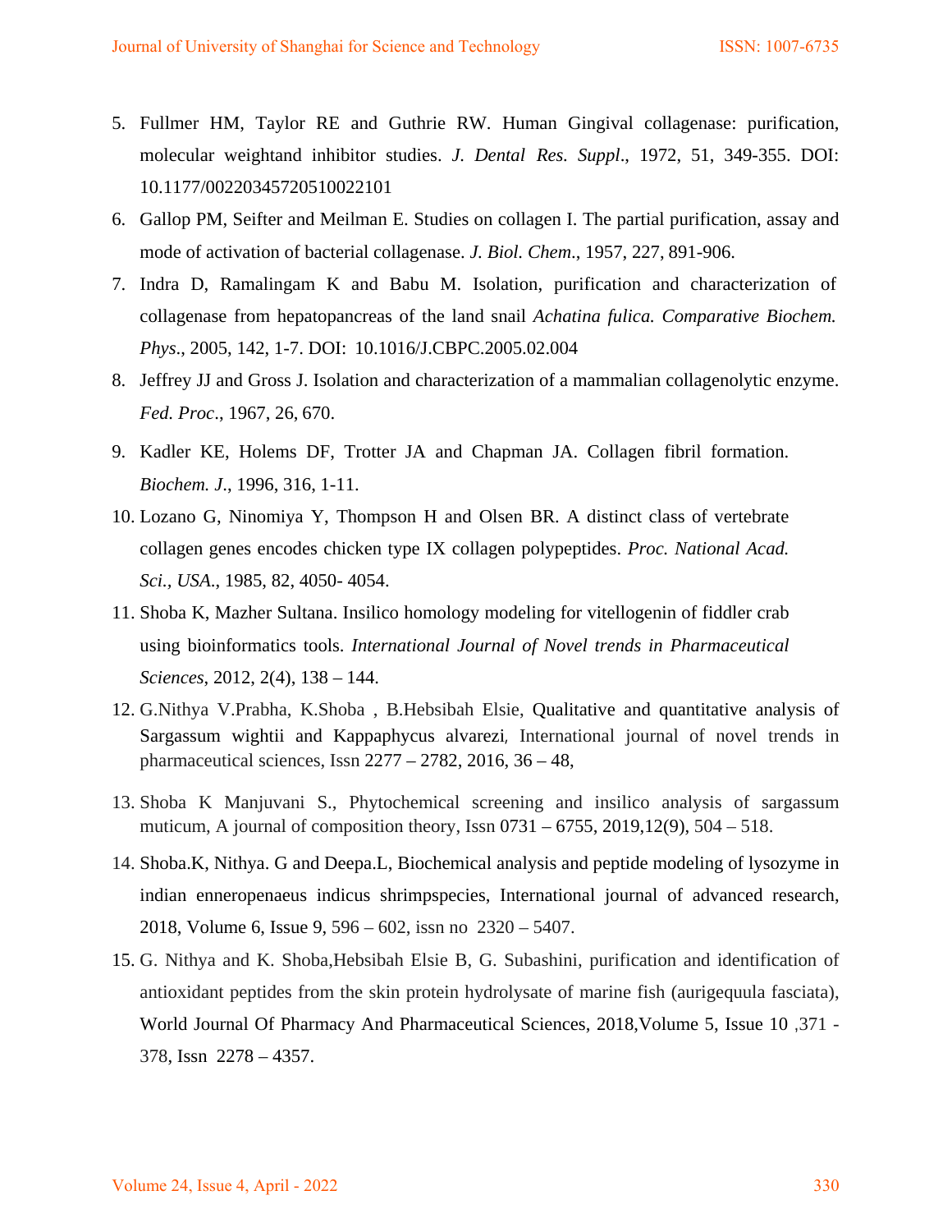5. Fullmer HM, Taylor RE and Guthrie RW. Human Gingival collagenase: purification, molecular weightand inhibitor studies. *J. Dental Res. Suppl*., 1972, 51, 349-355. DOI: 10.1177/00220345720510022101
6. Gallop PM, Seifter and Meilman E. Studies on collagen I. The partial purification, assay and mode of activation of bacterial collagenase. *J. Biol. Chem*., 1957, 227, 891-906.
7. Indra D, Ramalingam K and Babu M. Isolation, purification and characterization of collagenase from hepatopancreas of the land snail *Achatina fulica. Comparative Biochem. Phys*., 2005, 142, 1-7. DOI: 10.1016/J.CBPC.2005.02.004
8. Jeffrey JJ and Gross J. Isolation and characterization of a mammalian collagenolytic enzyme. *Fed. Proc*., 1967, 26, 670.
9. Kadler KE, Holems DF, Trotter JA and Chapman JA. Collagen fibril formation. *Biochem. J*., 1996, 316, 1-11.
10. Lozano G, Ninomiya Y, Thompson H and Olsen BR. A distinct class of vertebrate collagen genes encodes chicken type IX collagen polypeptides. *Proc. National Acad. Sci., USA*., 1985, 82, 4050- 4054.
11. Shoba K, Mazher Sultana. Insilico homology modeling for vitellogenin of fiddler crab using bioinformatics tools. *International Journal of Novel trends in Pharmaceutical Sciences*, 2012, 2(4), 138 – 144.
12. G.Nithya V.Prabha, K.Shoba , B.Hebsibah Elsie, Qualitative and quantitative analysis of Sargassum wightii and Kappaphycus alvarezi, International journal of novel trends in pharmaceutical sciences, Issn 2277 – 2782, 2016, 36 – 48,
13. Shoba K Manjuvani S., Phytochemical screening and insilico analysis of sargassum muticum, A journal of composition theory, Issn 0731 – 6755, 2019,12(9), 504 – 518.
14. Shoba.K, Nithya. G and Deepa.L, Biochemical analysis and peptide modeling of lysozyme in indian enneropenaeus indicus shrimpspecies, International journal of advanced research, 2018, Volume 6, Issue 9, 596 – 602, issn no 2320 – 5407.
15. G. Nithya and K. Shoba,Hebsibah Elsie B, G. Subashini, purification and identification of antioxidant peptides from the skin protein hydrolysate of marine fish (aurigequula fasciata), World Journal Of Pharmacy And Pharmaceutical Sciences, 2018,Volume 5, Issue 10 ,371 - 378, Issn 2278 – 4357.